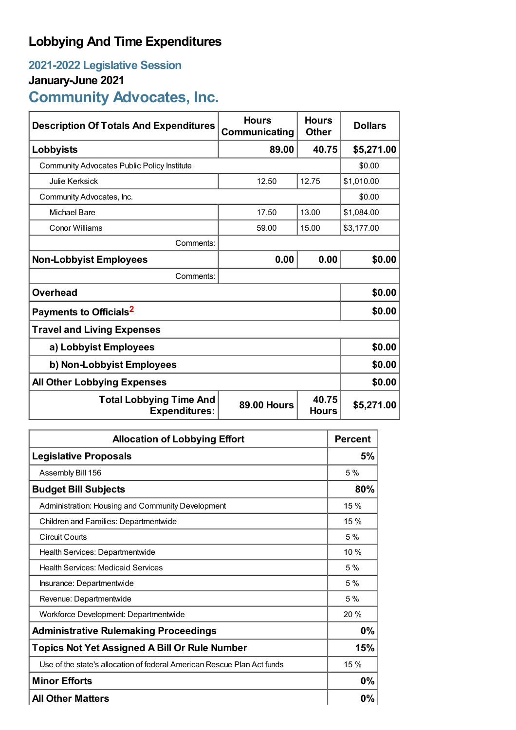# Lobbying And Time Expenditures

## 2021-2022 Legislative Session

### January-June 2021

## Community Advocates, Inc.

| Description Of Totals And Expenditures | Hours Communicating | Hours Other | Dollars |
|---|---|---|---|
| **Lobbyists** | **89.00** | **40.75** | **$5,271.00** |
| Community Advocates Public Policy Institute | | | $0.00 |
| Julie Kerksick | 12.50 | 12.75 | $1,010.00 |
| Community Advocates, Inc. | | | $0.00 |
| Michael Bare | 17.50 | 13.00 | $1,084.00 |
| Conor Williams | 59.00 | 15.00 | $3,177.00 |
| Comments: | | | |
| **Non-Lobbyist Employees** | **0.00** | **0.00** | **$0.00** |
| Comments: | | | |
| **Overhead** | | | **$0.00** |
| **Payments to Officials**[2] | | | **$0.00** |
| **Travel and Living Expenses** | | | |
| **a) Lobbyist Employees** | | | **$0.00** |
| **b) Non-Lobbyist Employees** | | | **$0.00** |
| **All Other Lobbying Expenses** | | | **$0.00** |
| **Total Lobbying Time And Expenditures:** | **89.00 Hours** | **40.75 Hours** | **$5,271.00** |

| Allocation of Lobbying Effort | Percent |
|---|---|
| **Legislative Proposals** | **5%** |
| Assembly Bill 156 | 5 % |
| **Budget Bill Subjects** | **80%** |
| Administration: Housing and Community Development | 15 % |
| Children and Families: Departmentwide | 15 % |
| Circuit Courts | 5 % |
| Health Services: Departmentwide | 10 % |
| Health Services: Medicaid Services | 5 % |
| Insurance: Departmentwide | 5 % |
| Revenue: Departmentwide | 5 % |
| Workforce Development: Departmentwide | 20 % |
| **Administrative Rulemaking Proceedings** | **0%** |
| **Topics Not Yet Assigned A Bill Or Rule Number** | **15%** |
| Use of the state's allocation of federal American Rescue Plan Act funds | 15 % |
| **Minor Efforts** | **0%** |
| **All Other Matters** | **0%** |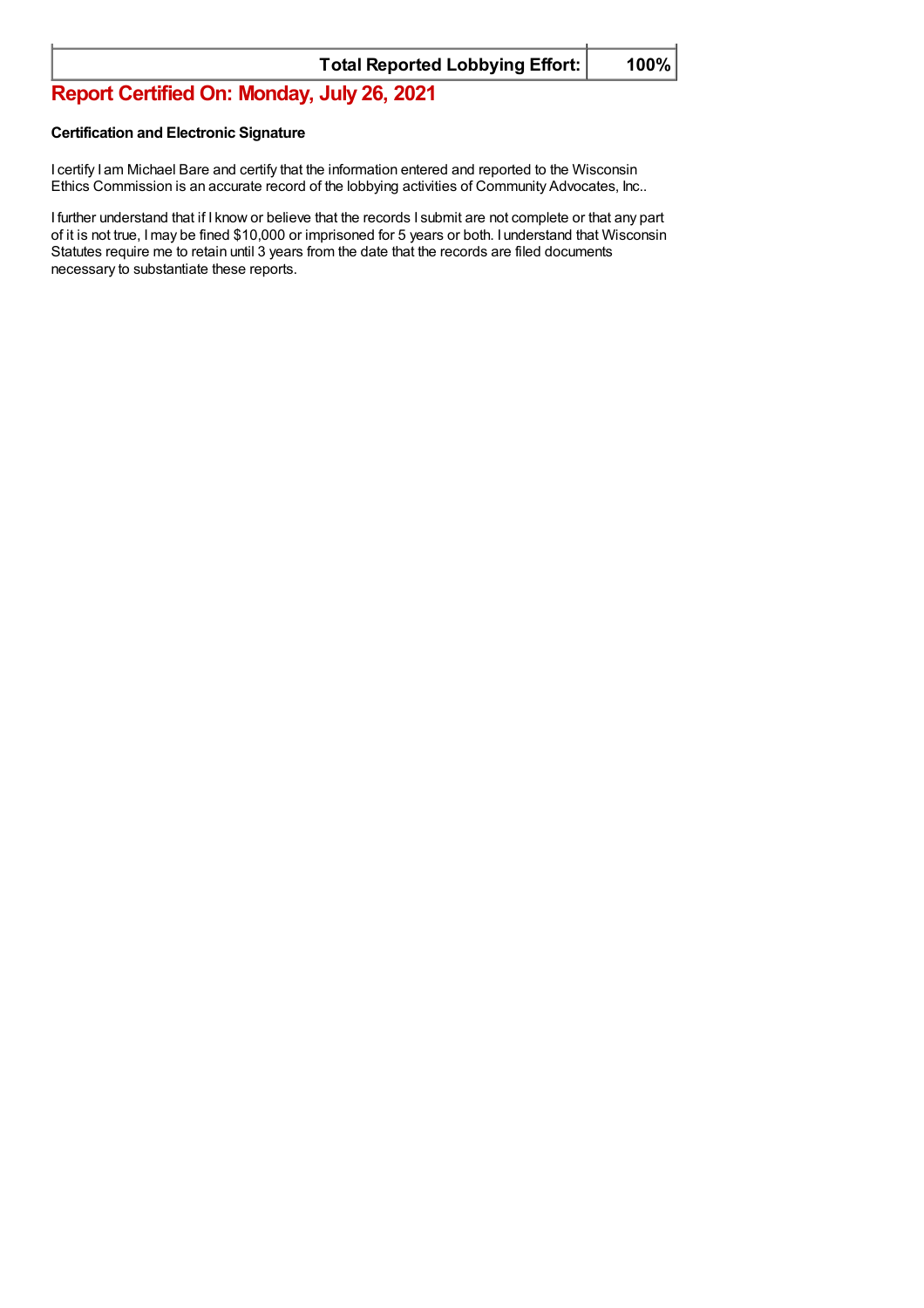| | |
|---|---|
| **Total Reported Lobbying Effort:** | **100%** |

## Report Certified On: Monday, July 26, 2021

**Certification and Electronic Signature**

I certify I am Michael Bare and certify that the information entered and reported to the Wisconsin Ethics Commission is an accurate record of the lobbying activities of Community Advocates, Inc..

I further understand that if I know or believe that the records I submit are not complete or that any part of it is not true, I may be fined $10,000 or imprisoned for 5 years or both. I understand that Wisconsin Statutes require me to retain until 3 years from the date that the records are filed documents necessary to substantiate these reports.